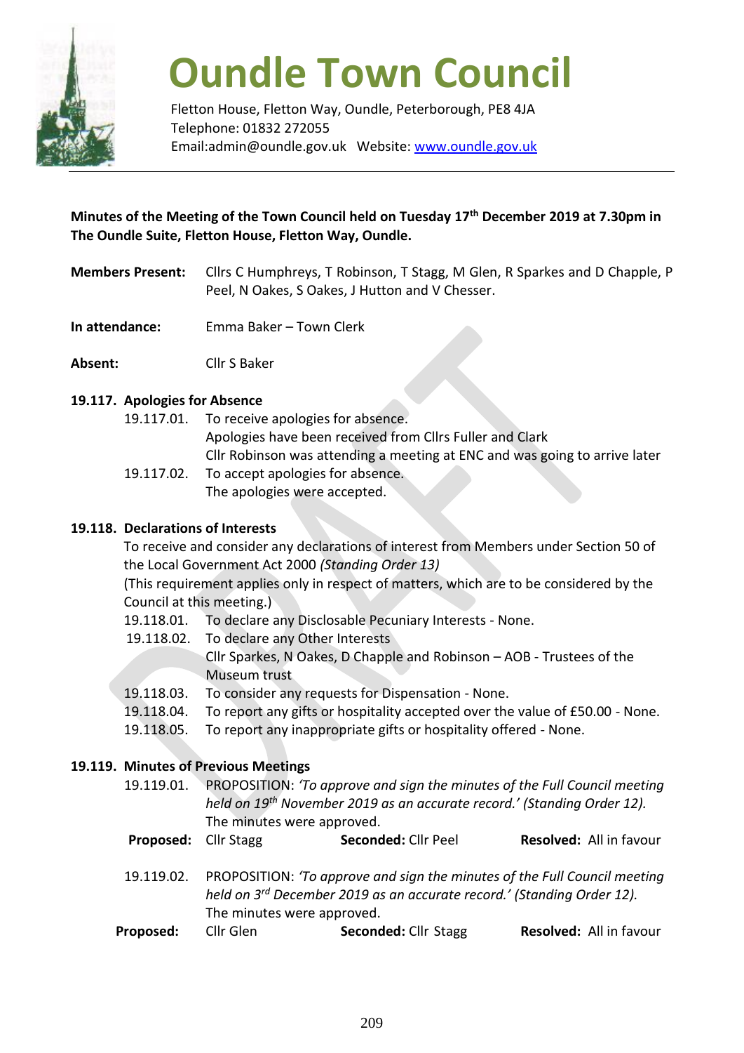# Oundle Town Council

Fletton House, Fletton Way, Oundle, Peterborough, PE8 4JA
Telephone: 01832 272055
Email:admin@oundle.gov.uk Website: www.oundle.gov.uk

**Minutes of the Meeting of the Town Council held on Tuesday 17th December 2019 at 7.30pm in The Oundle Suite, Fletton House, Fletton Way, Oundle.**

**Members Present:** Cllrs C Humphreys, T Robinson, T Stagg, M Glen, R Sparkes and D Chapple, P Peel, N Oakes, S Oakes, J Hutton and V Chesser.

**In attendance:** Emma Baker – Town Clerk

**Absent:** Cllr S Baker

## 19.117. Apologies for Absence

19.117.01. To receive apologies for absence.
Apologies have been received from Cllrs Fuller and Clark
Cllr Robinson was attending a meeting at ENC and was going to arrive later

19.117.02. To accept apologies for absence.
The apologies were accepted.

## 19.118. Declarations of Interests

To receive and consider any declarations of interest from Members under Section 50 of the Local Government Act 2000 *(Standing Order 13)*
(This requirement applies only in respect of matters, which are to be considered by the Council at this meeting.)

19.118.01. To declare any Disclosable Pecuniary Interests - None.

19.118.02. To declare any Other Interests
Cllr Sparkes, N Oakes, D Chapple and Robinson – AOB - Trustees of the Museum trust

19.118.03. To consider any requests for Dispensation - None.

19.118.04. To report any gifts or hospitality accepted over the value of £50.00 - None.

19.118.05. To report any inappropriate gifts or hospitality offered - None.

## 19.119. Minutes of Previous Meetings

19.119.01. PROPOSITION: *'To approve and sign the minutes of the Full Council meeting held on 19th November 2019 as an accurate record.' (Standing Order 12).*
The minutes were approved.

**Proposed:** Cllr Stagg **Seconded:** Cllr Peel **Resolved:** All in favour

19.119.02. PROPOSITION: *'To approve and sign the minutes of the Full Council meeting held on 3rd December 2019 as an accurate record.' (Standing Order 12).*
The minutes were approved.

**Proposed:** Cllr Glen **Seconded:** Cllr Stagg **Resolved:** All in favour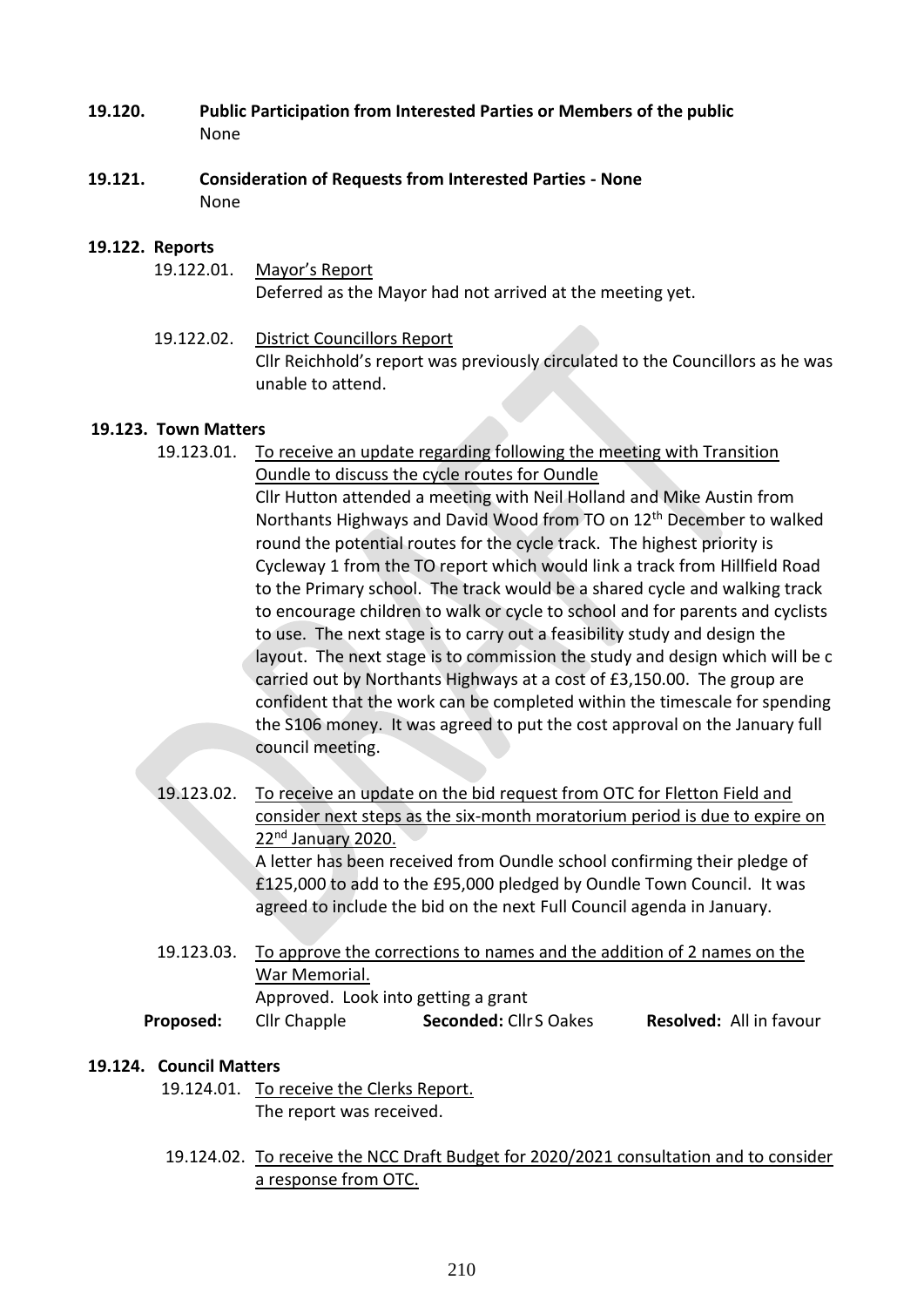**19.120. Public Participation from Interested Parties or Members of the public**

None

**19.121. Consideration of Requests from Interested Parties - None**

None

**19.122. Reports**

19.122.01. Mayor's Report

Deferred as the Mayor had not arrived at the meeting yet.

19.122.02. District Councillors Report

Cllr Reichhold's report was previously circulated to the Councillors as he was unable to attend.

**19.123. Town Matters**

19.123.01. To receive an update regarding following the meeting with Transition Oundle to discuss the cycle routes for Oundle

Cllr Hutton attended a meeting with Neil Holland and Mike Austin from Northants Highways and David Wood from TO on 12th December to walked round the potential routes for the cycle track. The highest priority is Cycleway 1 from the TO report which would link a track from Hillfield Road to the Primary school. The track would be a shared cycle and walking track to encourage children to walk or cycle to school and for parents and cyclists to use. The next stage is to carry out a feasibility study and design the layout. The next stage is to commission the study and design which will be c carried out by Northants Highways at a cost of £3,150.00. The group are confident that the work can be completed within the timescale for spending the S106 money. It was agreed to put the cost approval on the January full council meeting.

19.123.02. To receive an update on the bid request from OTC for Fletton Field and consider next steps as the six-month moratorium period is due to expire on 22nd January 2020.

A letter has been received from Oundle school confirming their pledge of £125,000 to add to the £95,000 pledged by Oundle Town Council. It was agreed to include the bid on the next Full Council agenda in January.

19.123.03. To approve the corrections to names and the addition of 2 names on the War Memorial.

Approved. Look into getting a grant

**Proposed:** Cllr Chapple **Seconded:** Cllr S Oakes **Resolved:** All in favour

**19.124. Council Matters**

19.124.01. To receive the Clerks Report.

The report was received.

19.124.02. To receive the NCC Draft Budget for 2020/2021 consultation and to consider a response from OTC.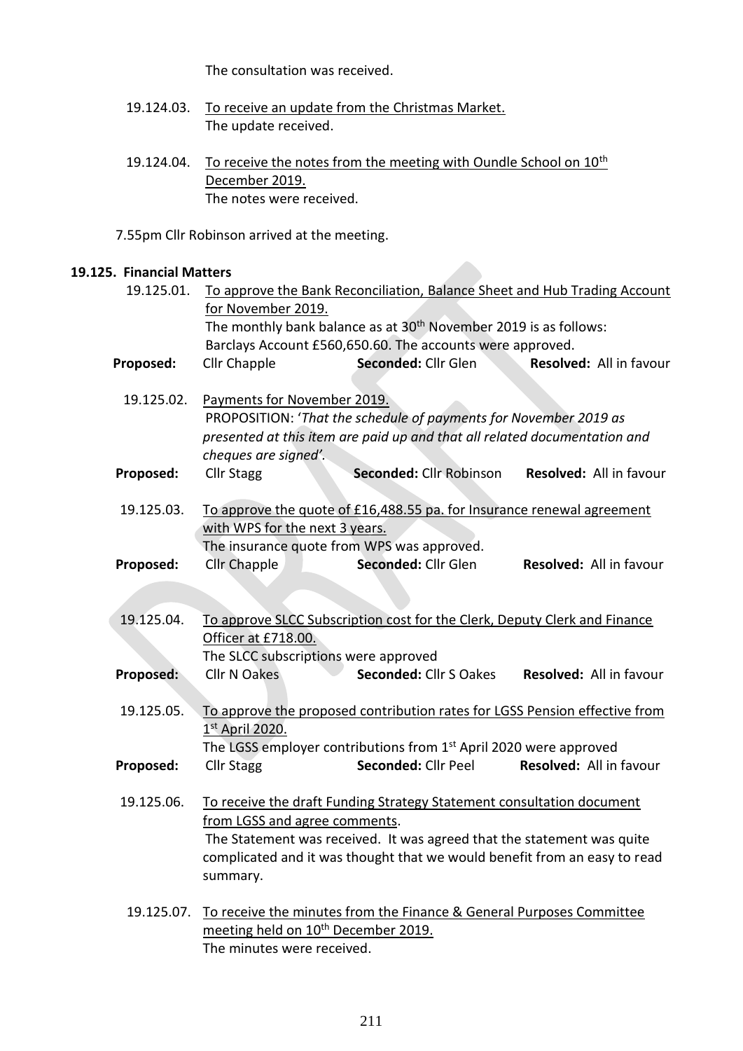The consultation was received.

19.124.03. To receive an update from the Christmas Market.
The update received.

19.124.04. To receive the notes from the meeting with Oundle School on 10th December 2019.
The notes were received.

7.55pm Cllr Robinson arrived at the meeting.

**19.125. Financial Matters**

19.125.01. To approve the Bank Reconciliation, Balance Sheet and Hub Trading Account for November 2019.
The monthly bank balance as at 30th November 2019 is as follows:
Barclays Account £560,650.60. The accounts were approved.

**Proposed:** Cllr Chapple **Seconded:** Cllr Glen **Resolved:** All in favour

19.125.02. Payments for November 2019.
PROPOSITION: '*That the schedule of payments for November 2019 as presented at this item are paid up and that all related documentation and cheques are signed'*.

**Proposed:** Cllr Stagg **Seconded:** Cllr Robinson **Resolved:** All in favour

19.125.03. To approve the quote of £16,488.55 pa. for Insurance renewal agreement with WPS for the next 3 years.
The insurance quote from WPS was approved.

**Proposed:** Cllr Chapple **Seconded:** Cllr Glen **Resolved:** All in favour

19.125.04. To approve SLCC Subscription cost for the Clerk, Deputy Clerk and Finance Officer at £718.00.
The SLCC subscriptions were approved

**Proposed:** Cllr N Oakes **Seconded:** Cllr S Oakes **Resolved:** All in favour

19.125.05. To approve the proposed contribution rates for LGSS Pension effective from 1st April 2020.
The LGSS employer contributions from 1st April 2020 were approved

**Proposed:** Cllr Stagg **Seconded:** Cllr Peel **Resolved:** All in favour

19.125.06. To receive the draft Funding Strategy Statement consultation document from LGSS and agree comments.
The Statement was received. It was agreed that the statement was quite complicated and it was thought that we would benefit from an easy to read summary.

19.125.07. To receive the minutes from the Finance & General Purposes Committee meeting held on 10th December 2019.
The minutes were received.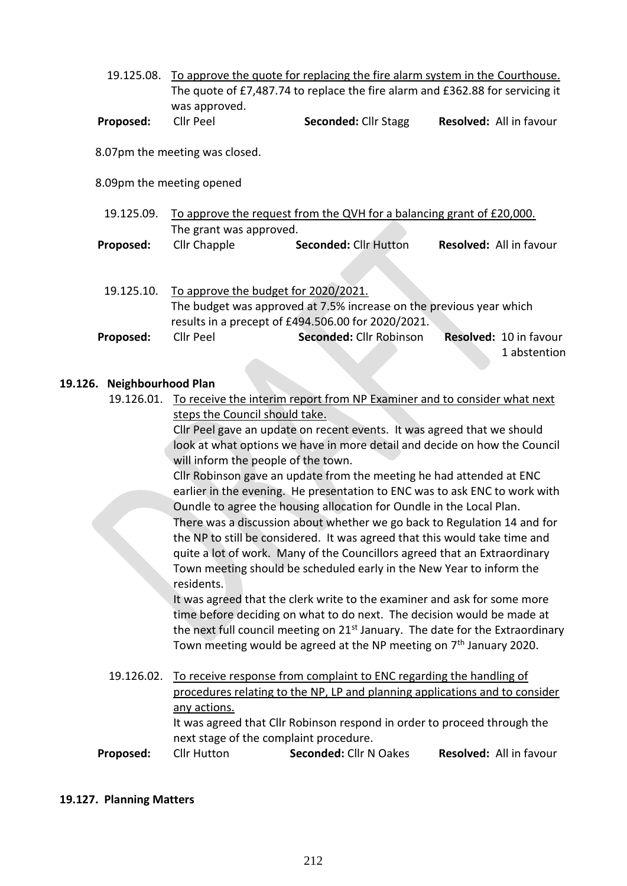19.125.08. To approve the quote for replacing the fire alarm system in the Courthouse.
The quote of £7,487.74 to replace the fire alarm and £362.88 for servicing it was approved.

**Proposed:** Cllr Peel **Seconded:** Cllr Stagg **Resolved:** All in favour

8.07pm the meeting was closed.

8.09pm the meeting opened

19.125.09. To approve the request from the QVH for a balancing grant of £20,000.
The grant was approved.

**Proposed:** Cllr Chapple **Seconded:** Cllr Hutton **Resolved:** All in favour

19.125.10. To approve the budget for 2020/2021.
The budget was approved at 7.5% increase on the previous year which results in a precept of £494.506.00 for 2020/2021.

**Proposed:** Cllr Peel **Seconded:** Cllr Robinson **Resolved:** 10 in favour 1 abstention

## 19.126. Neighbourhood Plan

19.126.01. To receive the interim report from NP Examiner and to consider what next steps the Council should take.

Cllr Peel gave an update on recent events. It was agreed that we should look at what options we have in more detail and decide on how the Council will inform the people of the town.

Cllr Robinson gave an update from the meeting he had attended at ENC earlier in the evening. He presentation to ENC was to ask ENC to work with Oundle to agree the housing allocation for Oundle in the Local Plan.

There was a discussion about whether we go back to Regulation 14 and for the NP to still be considered. It was agreed that this would take time and quite a lot of work. Many of the Councillors agreed that an Extraordinary Town meeting should be scheduled early in the New Year to inform the residents.

It was agreed that the clerk write to the examiner and ask for some more time before deciding on what to do next. The decision would be made at the next full council meeting on 21st January. The date for the Extraordinary Town meeting would be agreed at the NP meeting on 7th January 2020.

19.126.02. To receive response from complaint to ENC regarding the handling of procedures relating to the NP, LP and planning applications and to consider any actions.

It was agreed that Cllr Robinson respond in order to proceed through the next stage of the complaint procedure.

**Proposed:** Cllr Hutton **Seconded:** Cllr N Oakes **Resolved:** All in favour

## 19.127. Planning Matters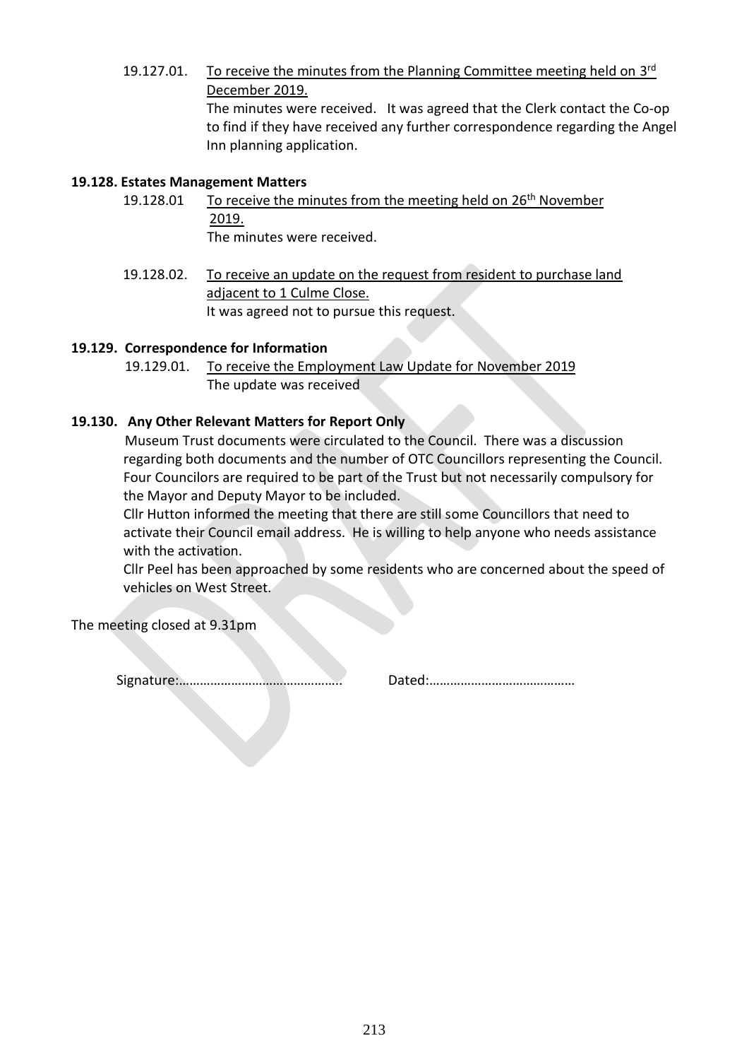19.127.01. To receive the minutes from the Planning Committee meeting held on 3rd December 2019.

The minutes were received. It was agreed that the Clerk contact the Co-op to find if they have received any further correspondence regarding the Angel Inn planning application.

**19.128. Estates Management Matters**

19.128.01 To receive the minutes from the meeting held on 26th November 2019.

The minutes were received.

19.128.02. To receive an update on the request from resident to purchase land adjacent to 1 Culme Close.

It was agreed not to pursue this request.

**19.129. Correspondence for Information**

19.129.01. To receive the Employment Law Update for November 2019

The update was received

**19.130. Any Other Relevant Matters for Report Only**

Museum Trust documents were circulated to the Council. There was a discussion regarding both documents and the number of OTC Councillors representing the Council. Four Councilors are required to be part of the Trust but not necessarily compulsory for the Mayor and Deputy Mayor to be included.

Cllr Hutton informed the meeting that there are still some Councillors that need to activate their Council email address. He is willing to help anyone who needs assistance with the activation.

Cllr Peel has been approached by some residents who are concerned about the speed of vehicles on West Street.

The meeting closed at 9.31pm

Signature:……………………………………….. Dated:……………………………………